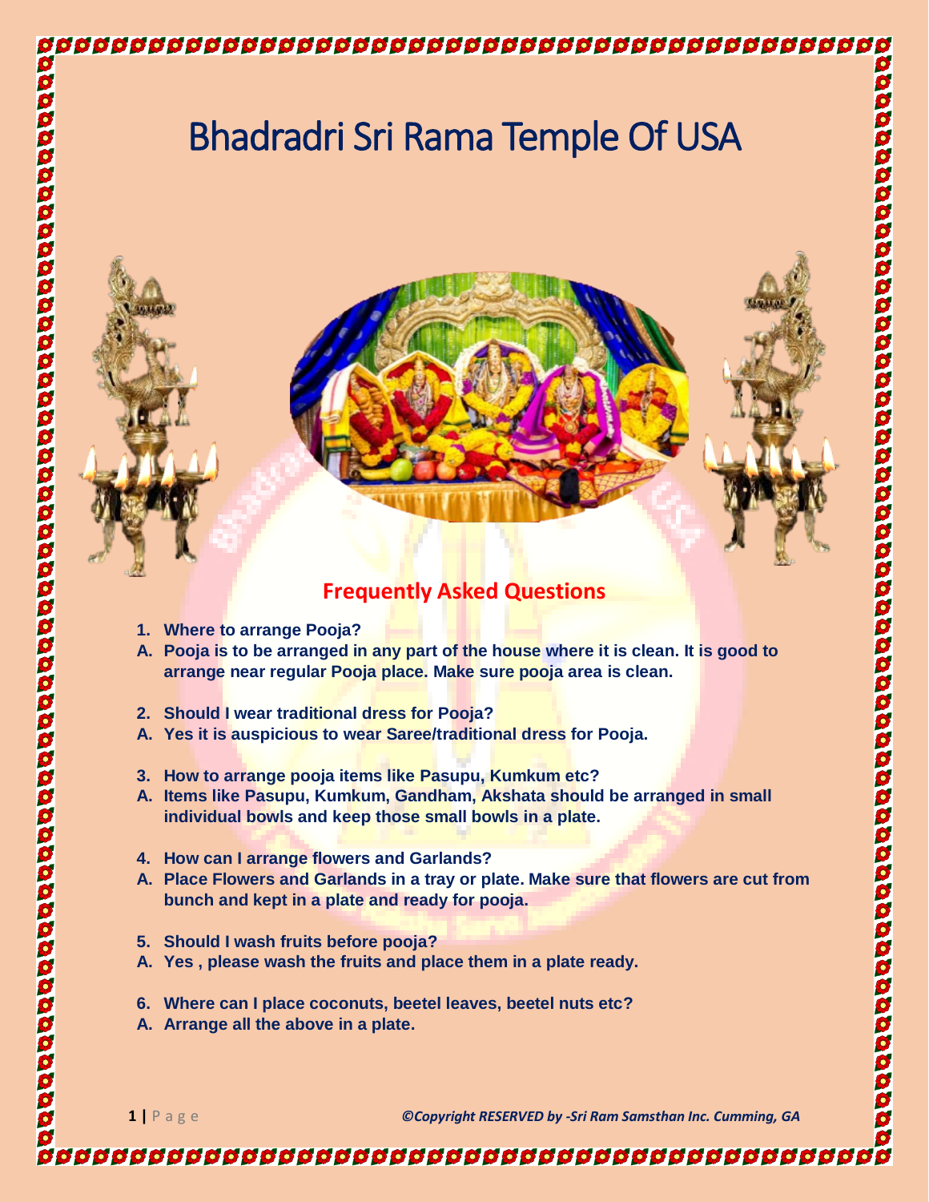# Bhadradri Sri Rama Temple Of USA

## Frequently Asked Questions

1. **Where to arrange Pooja?**
A. **Pooja is to be arranged in any part of the house where it is clean. It is good to arrange near regular Pooja place. Make sure pooja area is clean.**

2. **Should I wear traditional dress for Pooja?**
A. **Yes it is auspicious to wear Saree/traditional dress for Pooja.**

3. **How to arrange pooja items like Pasupu, Kumkum etc?**
A. **Items like Pasupu, Kumkum, Gandham, Akshata should be arranged in small individual bowls and keep those small bowls in a plate.**

4. **How can I arrange flowers and Garlands?**
A. **Place Flowers and Garlands in a tray or plate. Make sure that flowers are cut from bunch and kept in a plate and ready for pooja.**

5. **Should I wash fruits before pooja?**
A. **Yes , please wash the fruits and place them in a plate ready.**

6. **Where can I place coconuts, beetel leaves, beetel nuts etc?**
A. **Arrange all the above in a plate.**

*©Copyright RESERVED by -Sri Ram Samsthan Inc. Cumming, GA*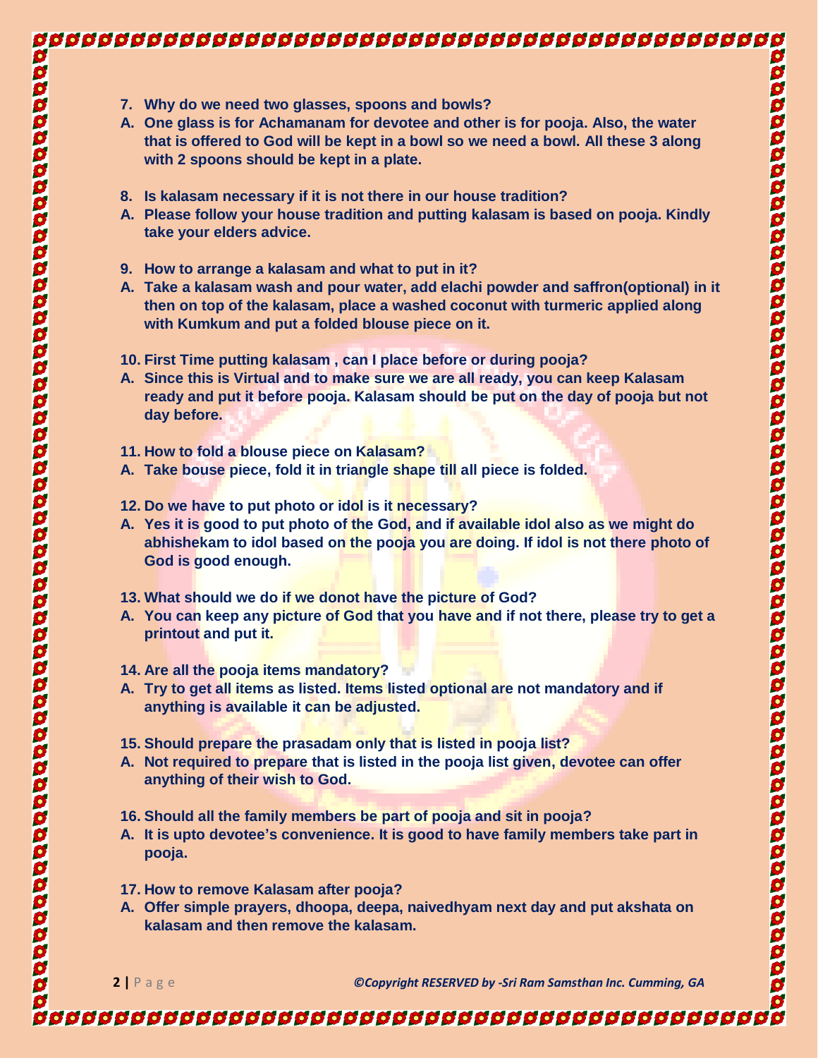7. **Why do we need two glasses, spoons and bowls?**
A. **One glass is for Achamanam for devotee and other is for pooja. Also, the water that is offered to God will be kept in a bowl so we need a bowl. All these 3 along with 2 spoons should be kept in a plate.**

8. **Is kalasam necessary if it is not there in our house tradition?**
A. **Please follow your house tradition and putting kalasam is based on pooja. Kindly take your elders advice.**

9. **How to arrange a kalasam and what to put in it?**
A. **Take a kalasam wash and pour water, add elachi powder and saffron(optional) in it then on top of the kalasam, place a washed coconut with turmeric applied along with Kumkum and put a folded blouse piece on it.**

10. **First Time putting kalasam , can I place before or during pooja?**
A. **Since this is Virtual and to make sure we are all ready, you can keep Kalasam ready and put it before pooja. Kalasam should be put on the day of pooja but not day before.**

11. **How to fold a blouse piece on Kalasam?**
A. **Take bouse piece, fold it in triangle shape till all piece is folded.**

12. **Do we have to put photo or idol is it necessary?**
A. **Yes it is good to put photo of the God, and if available idol also as we might do abhishekam to idol based on the pooja you are doing. If idol is not there photo of God is good enough.**

13. **What should we do if we donot have the picture of God?**
A. **You can keep any picture of God that you have and if not there, please try to get a printout and put it.**

14. **Are all the pooja items mandatory?**
A. **Try to get all items as listed. Items listed optional are not mandatory and if anything is available it can be adjusted.**

15. **Should prepare the prasadam only that is listed in pooja list?**
A. **Not required to prepare that is listed in the pooja list given, devotee can offer anything of their wish to God.**

16. **Should all the family members be part of pooja and sit in pooja?**
A. **It is upto devotee's convenience. It is good to have family members take part in pooja.**

17. **How to remove Kalasam after pooja?**
A. **Offer simple prayers, dhoopa, deepa, naivedhyam next day and put akshata on kalasam and then remove the kalasam.**

*©Copyright RESERVED by -Sri Ram Samsthan Inc. Cumming, GA*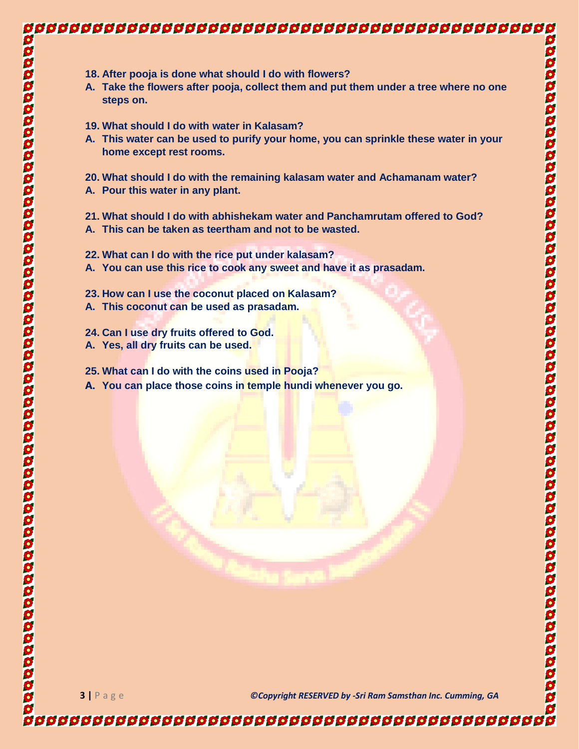**18. After pooja is done what should I do with flowers?**

**A. Take the flowers after pooja, collect them and put them under a tree where no one steps on.**

**19. What should I do with water in Kalasam?**

**A. This water can be used to purify your home, you can sprinkle these water in your home except rest rooms.**

**20. What should I do with the remaining kalasam water and Achamanam water?**

**A. Pour this water in any plant.**

**21. What should I do with abhishekam water and Panchamrutam offered to God?**

**A. This can be taken as teertham and not to be wasted.**

**22. What can I do with the rice put under kalasam?**

**A. You can use this rice to cook any sweet and have it as prasadam.**

**23. How can I use the coconut placed on Kalasam?**

**A. This coconut can be used as prasadam.**

**24. Can I use dry fruits offered to God.**

**A. Yes, all dry fruits can be used.**

**25. What can I do with the coins used in Pooja?**

**A. You can place those coins in temple hundi whenever you go.**

*©Copyright RESERVED by -Sri Ram Samsthan Inc. Cumming, GA*